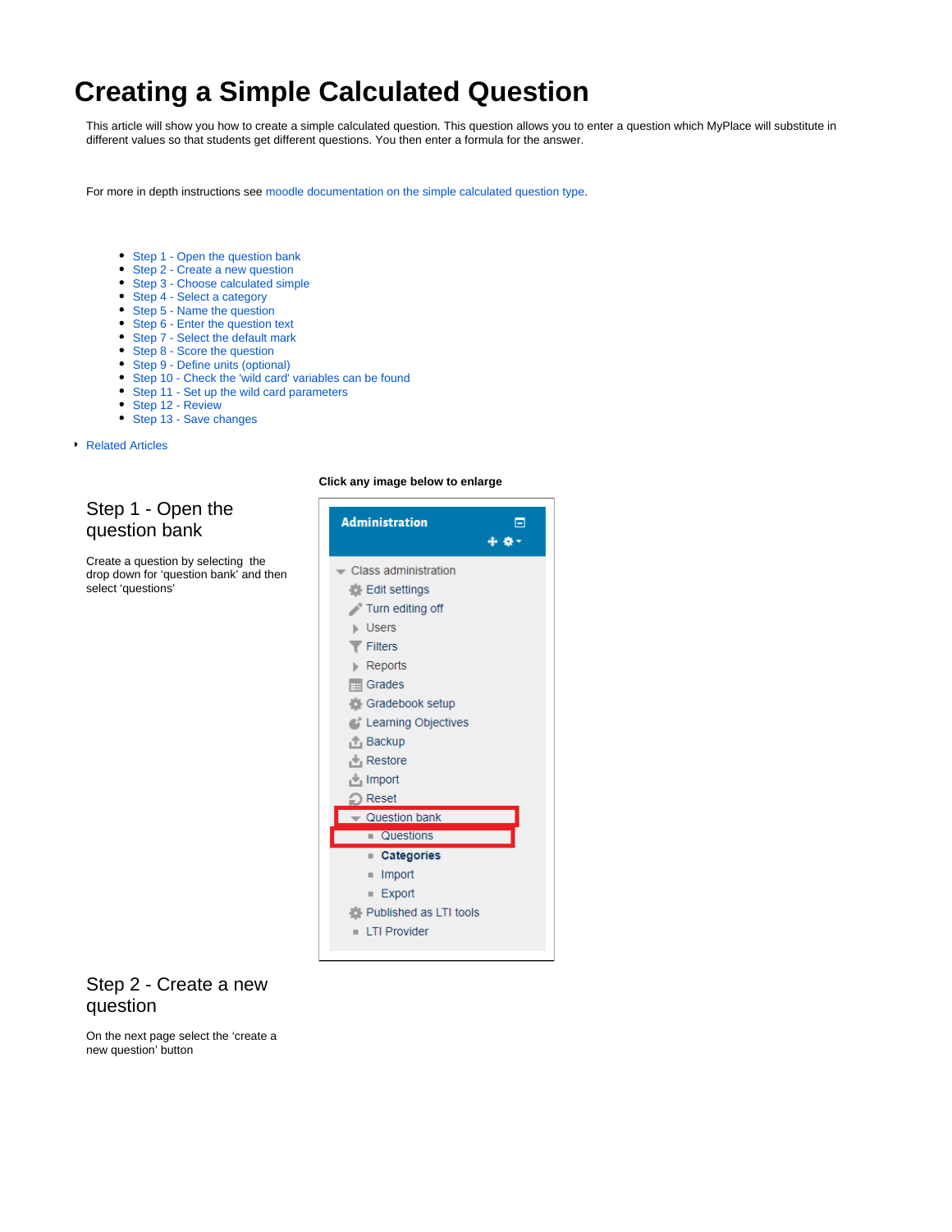# Creating a Simple Calculated Question

This article will show you how to create a simple calculated question. This question allows you to enter a question which MyPlace will substitute in different values so that students get different questions. You then enter a formula for the answer.

For more in depth instructions see moodle documentation on the simple calculated question type.

- Step 1 - Open the question bank
- Step 2 - Create a new question
- Step 3 - Choose calculated simple
- Step 4 - Select a category
- Step 5 - Name the question
- Step 6 - Enter the question text
- Step 7 - Select the default mark
- Step 8 - Score the question
- Step 9 - Define units (optional)
- Step 10 - Check the 'wild card' variables can be found
- Step 11 - Set up the wild card parameters
- Step 12 - Review
- Step 13 - Save changes

- Related Articles

**Click any image below to enlarge**

## Step 1 - Open the question bank

Create a question by selecting the drop down for 'question bank' and then select 'questions'

## Step 2 - Create a new question

On the next page select the 'create a new question' button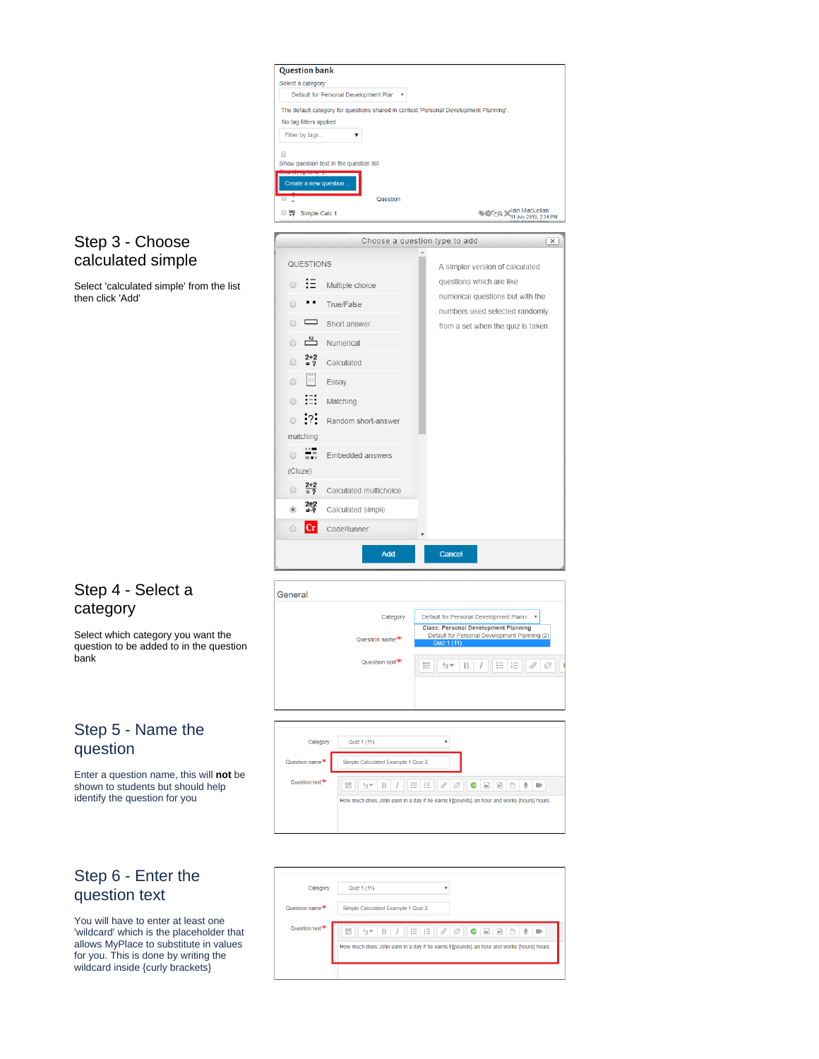## Step 3 - Choose calculated simple

Select 'calculated simple' from the list then click 'Add'

## Step 4 - Select a category

Select which category you want the question to be added to in the question bank

## Step 5 - Name the question

Enter a question name, this will **not** be shown to students but should help identify the question for you

## Step 6 - Enter the question text

You will have to enter at least one 'wildcard' which is the placeholder that allows MyPlace to substitute in values for you. This is done by writing the wildcard inside {curly brackets}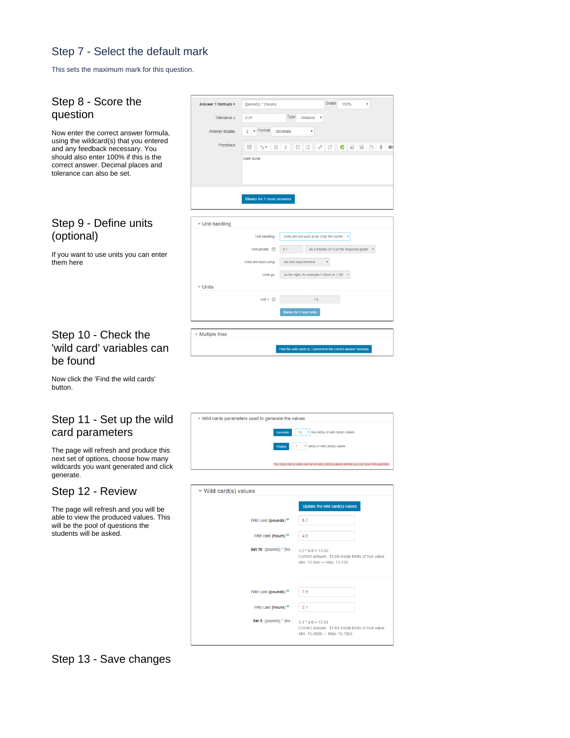## Step 7 - Select the default mark

This sets the maximum mark for this question.

## Step 8 - Score the question

Now enter the correct answer formula, using the wildcard(s) that you entered and any feedback necessary. You should also enter 100% if this is the correct answer. Decimal places and tolerance can also be set.

## Step 9 - Define units (optional)

If you want to use units you can enter them here

## Step 10 - Check the 'wild card' variables can be found

Now click the 'Find the wild cards' button.

## Step 11 - Set up the wild card parameters

The page will refresh and produce this next set of options, choose how many wildcards you want generated and click generate.

## Step 12 - Review

The page will refresh and you will be able to view the produced values. This will be the pool of questions the students will be asked.

## Step 13 - Save changes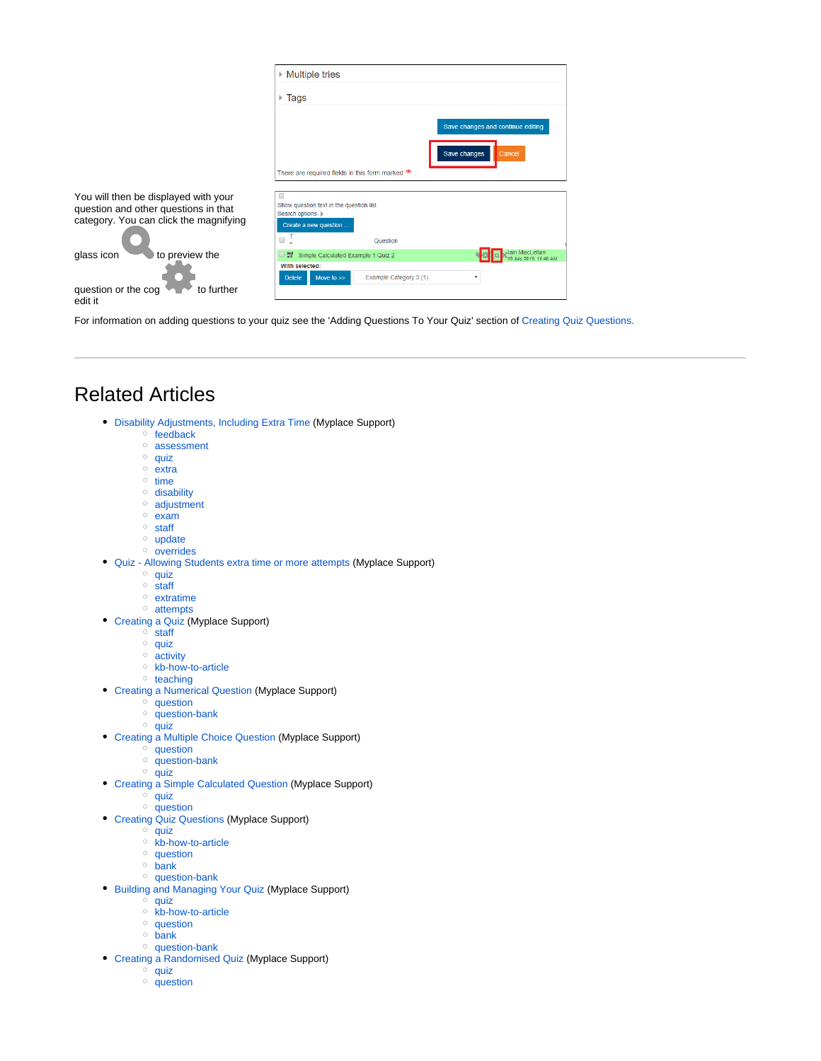You will then be displayed with your question and other questions in that category. You can click the magnifying glass icon to preview the question or the cog to further edit it

For information on adding questions to your quiz see the 'Adding Questions To Your Quiz' section of Creating Quiz Questions.

---

## Related Articles

- Disability Adjustments, Including Extra Time (Myplace Support)
    - feedback
    - assessment
    - quiz
    - extra
    - time
    - disability
    - adjustment
    - exam
    - staff
    - update
    - overrides
- Quiz - Allowing Students extra time or more attempts (Myplace Support)
    - quiz
    - staff
    - extratime
    - attempts
- Creating a Quiz (Myplace Support)
    - staff
    - quiz
    - activity
    - kb-how-to-article
    - teaching
- Creating a Numerical Question (Myplace Support)
    - question
    - question-bank
    - quiz
- Creating a Multiple Choice Question (Myplace Support)
    - question
    - question-bank
    - quiz
- Creating a Simple Calculated Question (Myplace Support)
    - quiz
    - question
- Creating Quiz Questions (Myplace Support)
    - quiz
    - kb-how-to-article
    - question
    - bank
    - question-bank
- Building and Managing Your Quiz (Myplace Support)
    - quiz
    - kb-how-to-article
    - question
    - bank
    - question-bank
- Creating a Randomised Quiz (Myplace Support)
    - quiz
    - question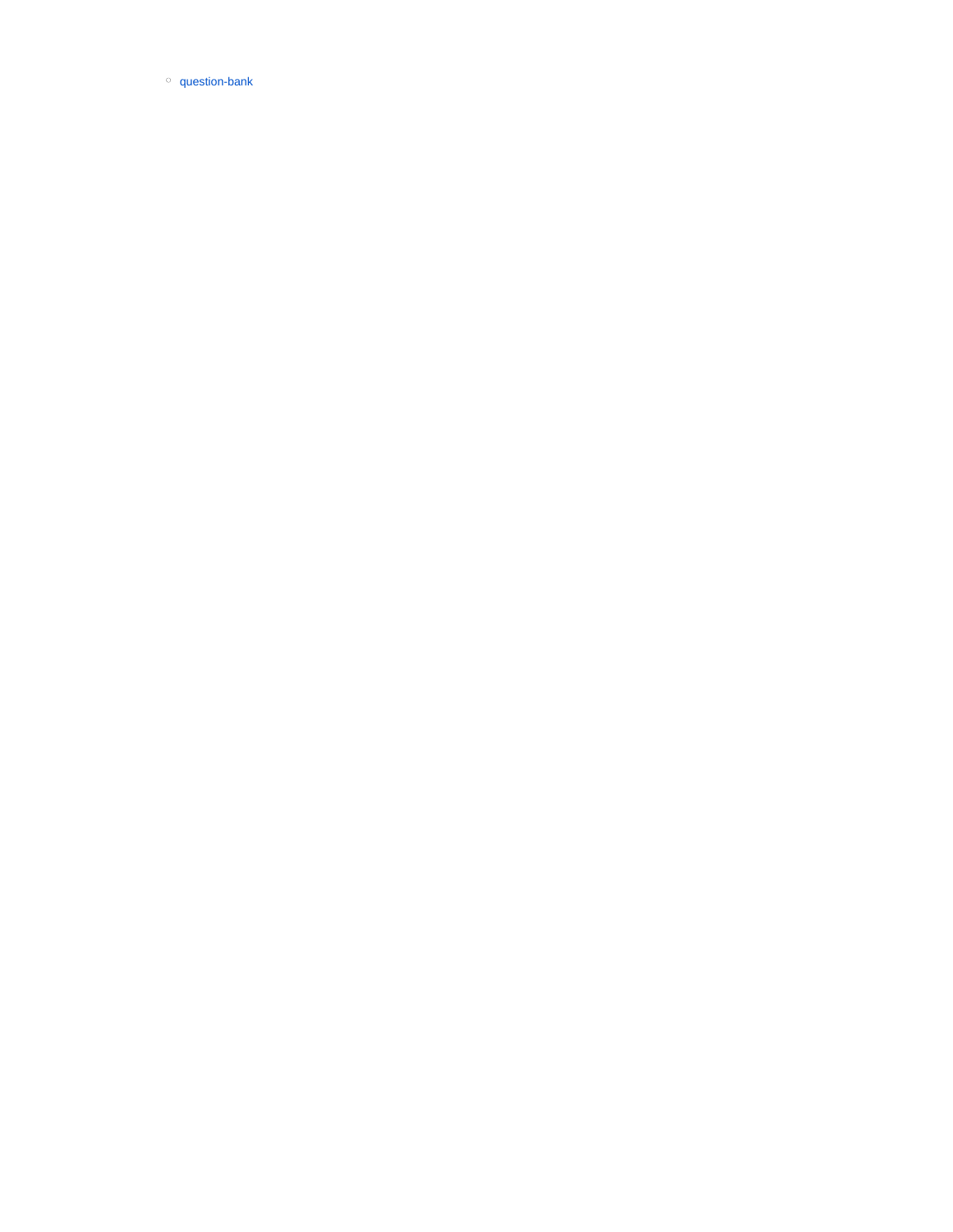- question-bank